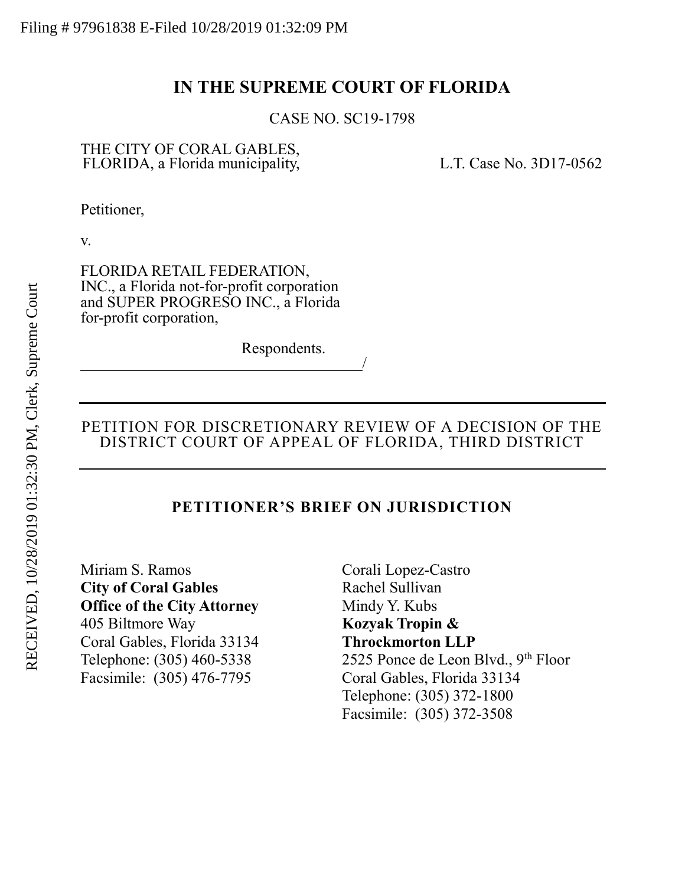Filing # 97961838 E-Filed 10/28/2019 01:32:09 PM

RECEIVED, 10/28/2019 01:32:30 PM, Clerk, Supreme Court

# IN THE SUPREME COURT OF FLORIDA

CASE NO. SC19-1798

THE CITY OF CORAL GABLES, FLORIDA, a Florida municipality,

L.T. Case No. 3D17-0562

Petitioner,

v.

FLORIDA RETAIL FEDERATION, INC., a Florida not-for-profit corporation and SUPER PROGRESO INC., a Florida for-profit corporation,

Respondents.

/

---

PETITION FOR DISCRETIONARY REVIEW OF A DECISION OF THE DISTRICT COURT OF APPEAL OF FLORIDA, THIRD DISTRICT

---

## PETITIONER'S BRIEF ON JURISDICTION

Miriam S. Ramos
**City of Coral Gables**
**Office of the City Attorney**
405 Biltmore Way
Coral Gables, Florida 33134
Telephone: (305) 460-5338
Facsimile: (305) 476-7795

Corali Lopez-Castro
Rachel Sullivan
Mindy Y. Kubs
**Kozyak Tropin &**
**Throckmorton LLP**
2525 Ponce de Leon Blvd., 9th Floor
Coral Gables, Florida 33134
Telephone: (305) 372-1800
Facsimile: (305) 372-3508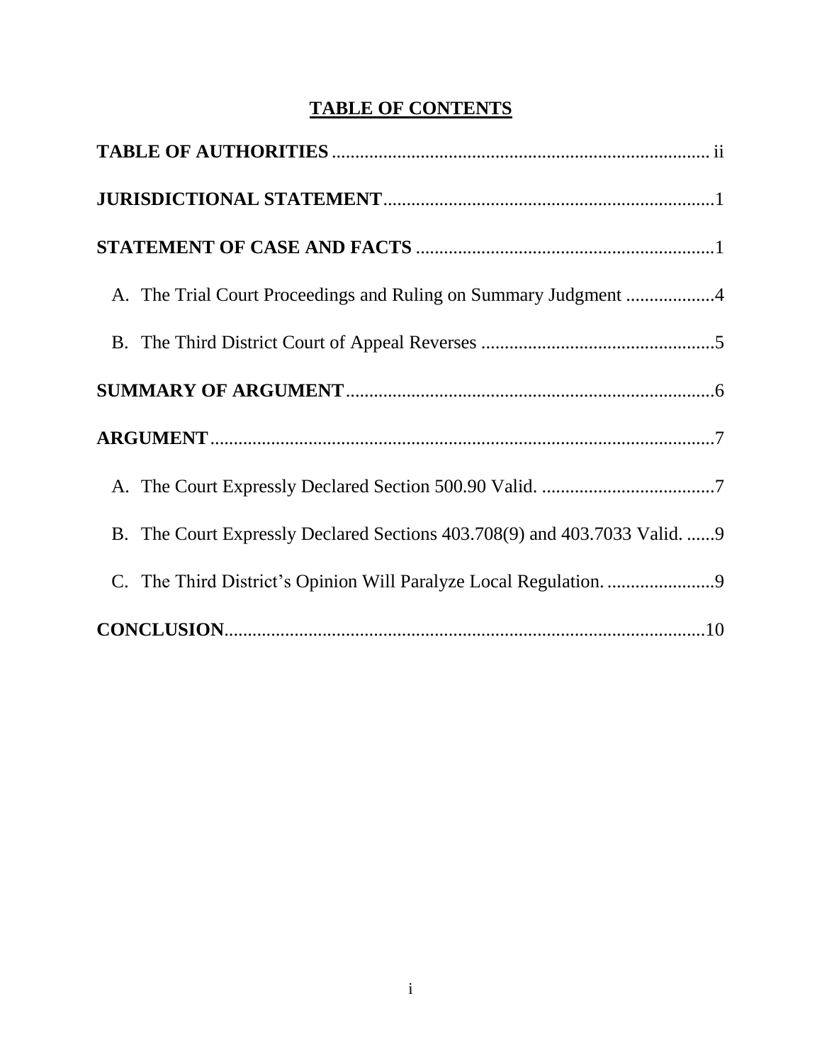# TABLE OF CONTENTS

**TABLE OF AUTHORITIES** ................................................................................ ii

**JURISDICTIONAL STATEMENT** ......................................................................1

**STATEMENT OF CASE AND FACTS** ................................................................1

A. The Trial Court Proceedings and Ruling on Summary Judgment ..................4

B. The Third District Court of Appeal Reverses ..................................................5

**SUMMARY OF ARGUMENT** ..............................................................................6

**ARGUMENT** ...........................................................................................................7

A. The Court Expressly Declared Section 500.90 Valid. .....................................7

B. The Court Expressly Declared Sections 403.708(9) and 403.7033 Valid. ......9

C. The Third District's Opinion Will Paralyze Local Regulation. .......................9

**CONCLUSION** .......................................................................................................10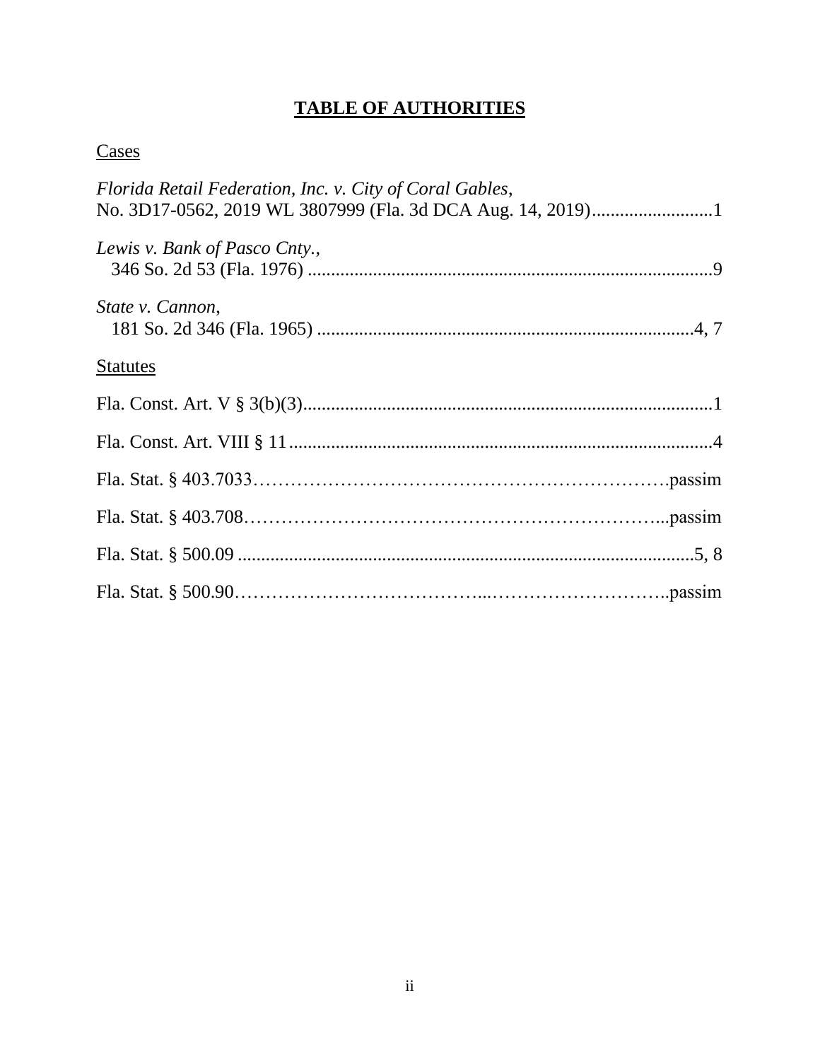# TABLE OF AUTHORITIES

## Cases

*Florida Retail Federation, Inc. v. City of Coral Gables*, No. 3D17-0562, 2019 WL 3807999 (Fla. 3d DCA Aug. 14, 2019)..........................1

*Lewis v. Bank of Pasco Cnty.*, 346 So. 2d 53 (Fla. 1976) ......................................................................................9

*State v. Cannon*, 181 So. 2d 346 (Fla. 1965) .................................................................................4, 7

## Statutes

Fla. Const. Art. V § 3(b)(3)........................................................................................1

Fla. Const. Art. VIII § 11...........................................................................................4

Fla. Stat. § 403.7033……………………………………………………………passim

Fla. Stat. § 403.708…………………………………………………………...passim

Fla. Stat. § 500.09 ..................................................................................................5, 8

Fla. Stat. § 500.90………………………………...………………………..passim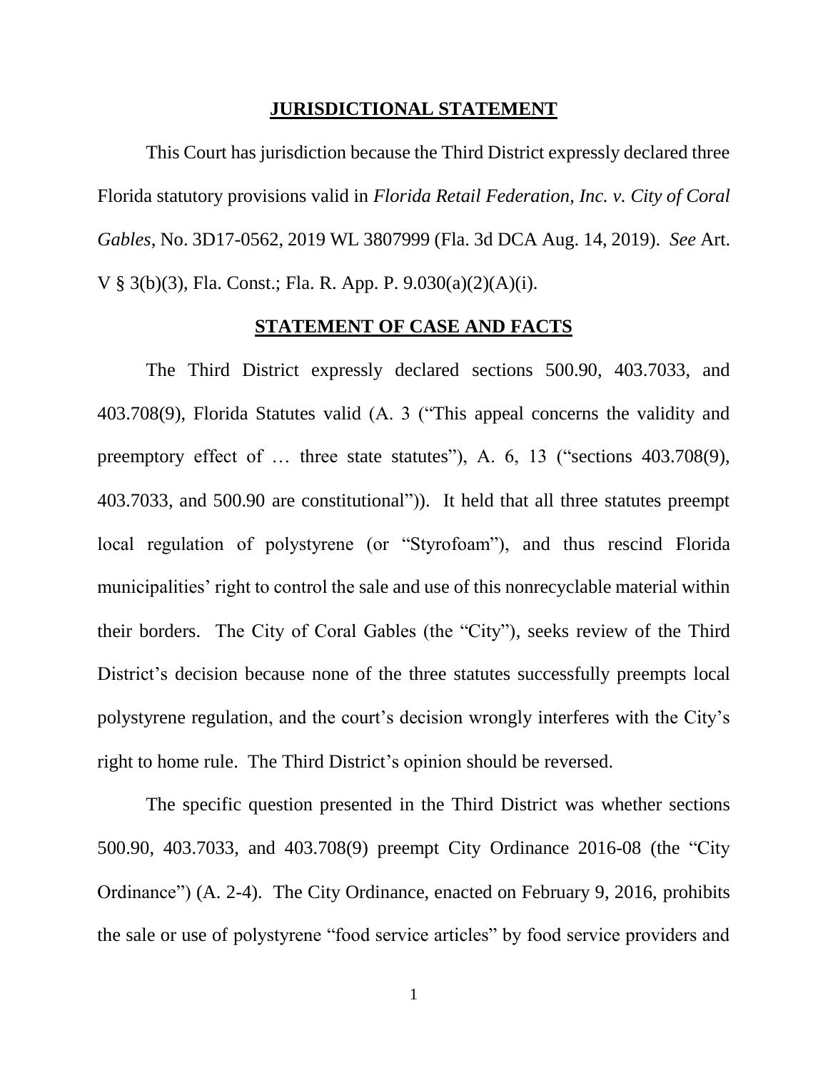## JURISDICTIONAL STATEMENT

This Court has jurisdiction because the Third District expressly declared three Florida statutory provisions valid in *Florida Retail Federation, Inc. v. City of Coral Gables*, No. 3D17-0562, 2019 WL 3807999 (Fla. 3d DCA Aug. 14, 2019). *See* Art. V § 3(b)(3), Fla. Const.; Fla. R. App. P. 9.030(a)(2)(A)(i).

## STATEMENT OF CASE AND FACTS

The Third District expressly declared sections 500.90, 403.7033, and 403.708(9), Florida Statutes valid (A. 3 ("This appeal concerns the validity and preemptory effect of … three state statutes"), A. 6, 13 ("sections 403.708(9), 403.7033, and 500.90 are constitutional")). It held that all three statutes preempt local regulation of polystyrene (or "Styrofoam"), and thus rescind Florida municipalities' right to control the sale and use of this nonrecyclable material within their borders. The City of Coral Gables (the "City"), seeks review of the Third District's decision because none of the three statutes successfully preempts local polystyrene regulation, and the court's decision wrongly interferes with the City's right to home rule. The Third District's opinion should be reversed.

The specific question presented in the Third District was whether sections 500.90, 403.7033, and 403.708(9) preempt City Ordinance 2016-08 (the "City Ordinance") (A. 2-4). The City Ordinance, enacted on February 9, 2016, prohibits the sale or use of polystyrene "food service articles" by food service providers and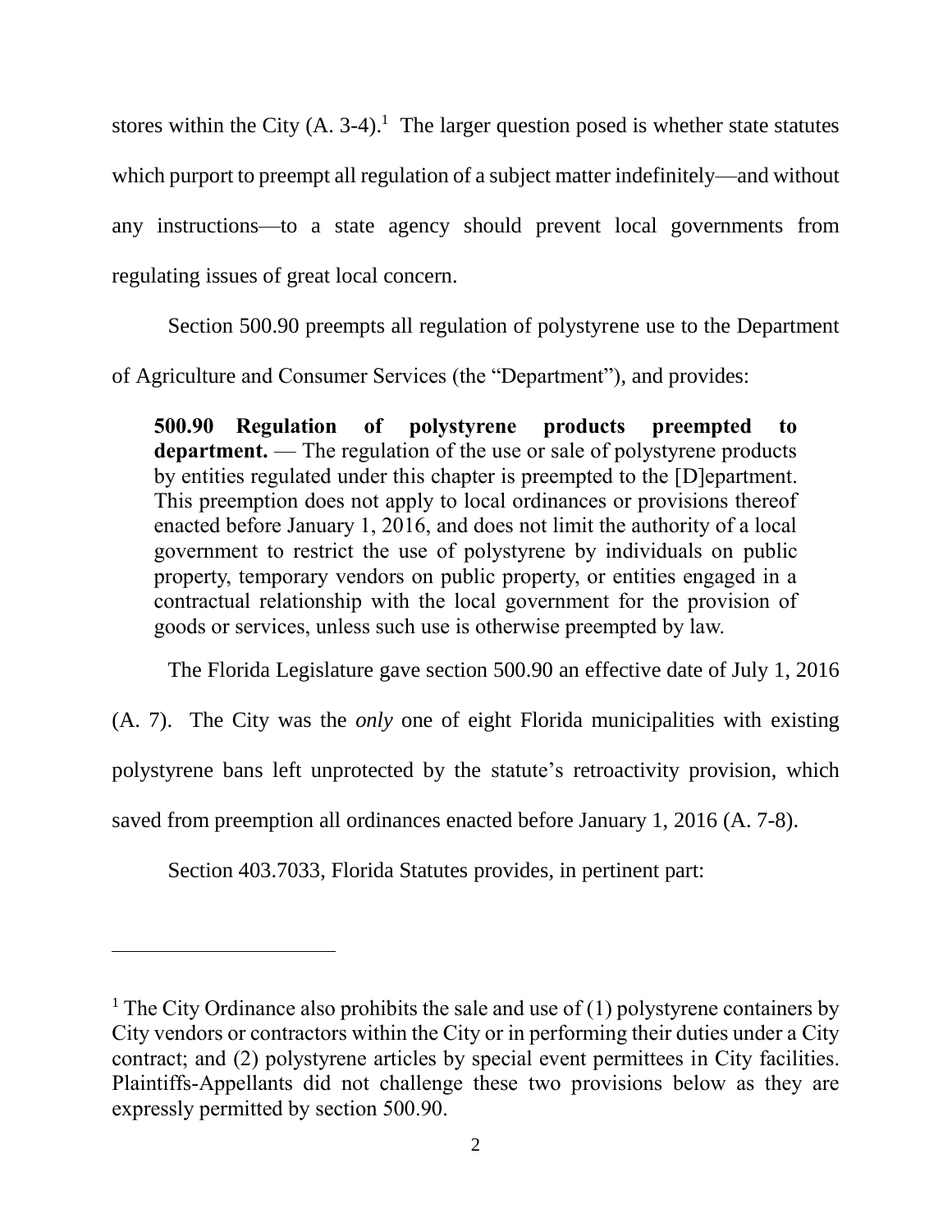stores within the City (A. 3-4).[1] The larger question posed is whether state statutes which purport to preempt all regulation of a subject matter indefinitely—and without any instructions—to a state agency should prevent local governments from regulating issues of great local concern.

Section 500.90 preempts all regulation of polystyrene use to the Department of Agriculture and Consumer Services (the "Department"), and provides:

> **500.90 Regulation of polystyrene products preempted to department.** — The regulation of the use or sale of polystyrene products by entities regulated under this chapter is preempted to the [D]epartment. This preemption does not apply to local ordinances or provisions thereof enacted before January 1, 2016, and does not limit the authority of a local government to restrict the use of polystyrene by individuals on public property, temporary vendors on public property, or entities engaged in a contractual relationship with the local government for the provision of goods or services, unless such use is otherwise preempted by law.

The Florida Legislature gave section 500.90 an effective date of July 1, 2016 (A. 7). The City was the *only* one of eight Florida municipalities with existing polystyrene bans left unprotected by the statute's retroactivity provision, which saved from preemption all ordinances enacted before January 1, 2016 (A. 7-8).

Section 403.7033, Florida Statutes provides, in pertinent part:

---

[1] The City Ordinance also prohibits the sale and use of (1) polystyrene containers by City vendors or contractors within the City or in performing their duties under a City contract; and (2) polystyrene articles by special event permittees in City facilities. Plaintiffs-Appellants did not challenge these two provisions below as they are expressly permitted by section 500.90.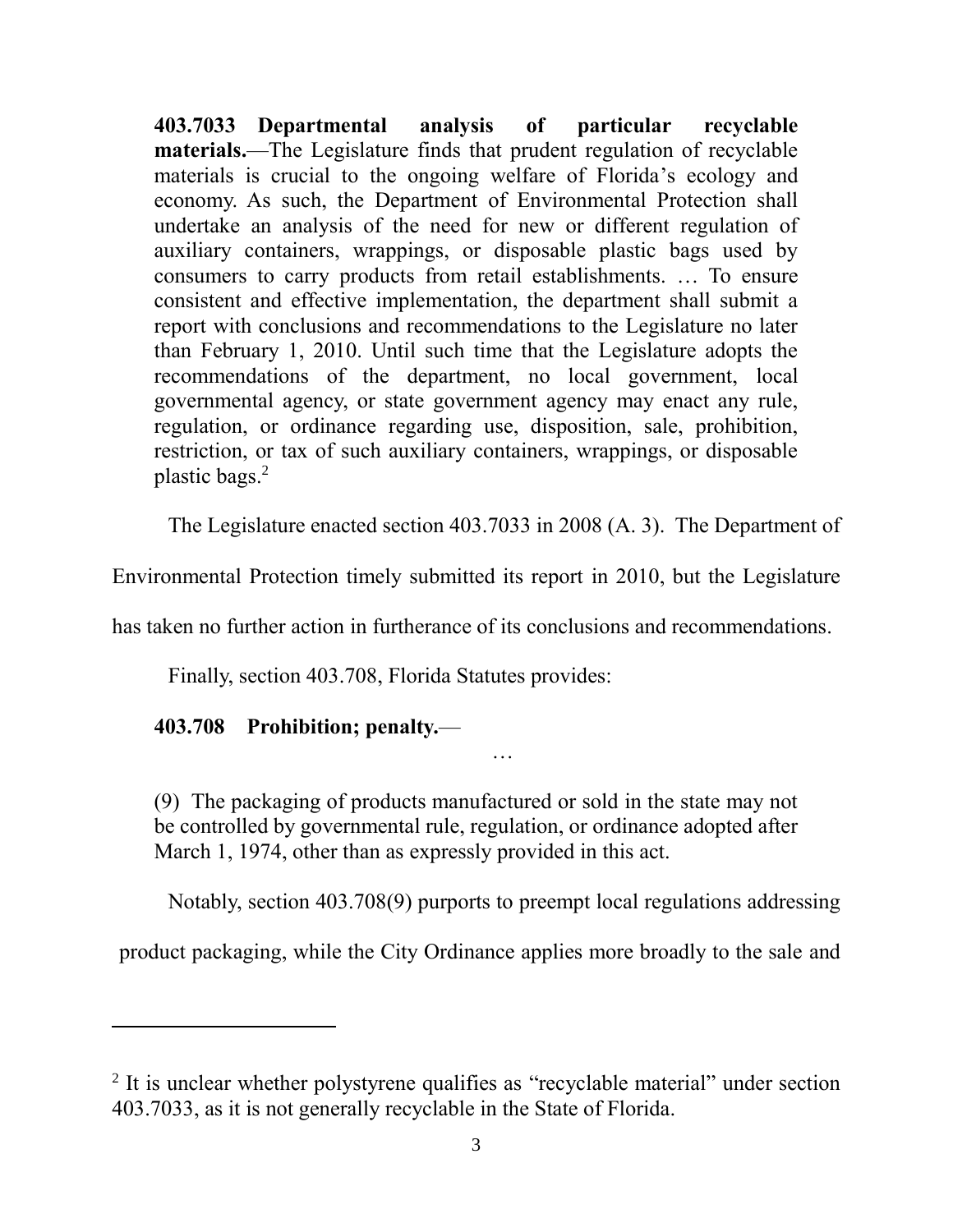> **403.7033 Departmental analysis of particular recyclable materials.**—The Legislature finds that prudent regulation of recyclable materials is crucial to the ongoing welfare of Florida's ecology and economy. As such, the Department of Environmental Protection shall undertake an analysis of the need for new or different regulation of auxiliary containers, wrappings, or disposable plastic bags used by consumers to carry products from retail establishments. … To ensure consistent and effective implementation, the department shall submit a report with conclusions and recommendations to the Legislature no later than February 1, 2010. Until such time that the Legislature adopts the recommendations of the department, no local government, local governmental agency, or state government agency may enact any rule, regulation, or ordinance regarding use, disposition, sale, prohibition, restriction, or tax of such auxiliary containers, wrappings, or disposable plastic bags.[2]

The Legislature enacted section 403.7033 in 2008 (A. 3). The Department of Environmental Protection timely submitted its report in 2010, but the Legislature has taken no further action in furtherance of its conclusions and recommendations.

Finally, section 403.708, Florida Statutes provides:

> **403.708 Prohibition; penalty.**—
>
> …
>
> (9) The packaging of products manufactured or sold in the state may not be controlled by governmental rule, regulation, or ordinance adopted after March 1, 1974, other than as expressly provided in this act.

Notably, section 403.708(9) purports to preempt local regulations addressing product packaging, while the City Ordinance applies more broadly to the sale and

---

[2] It is unclear whether polystyrene qualifies as "recyclable material" under section 403.7033, as it is not generally recyclable in the State of Florida.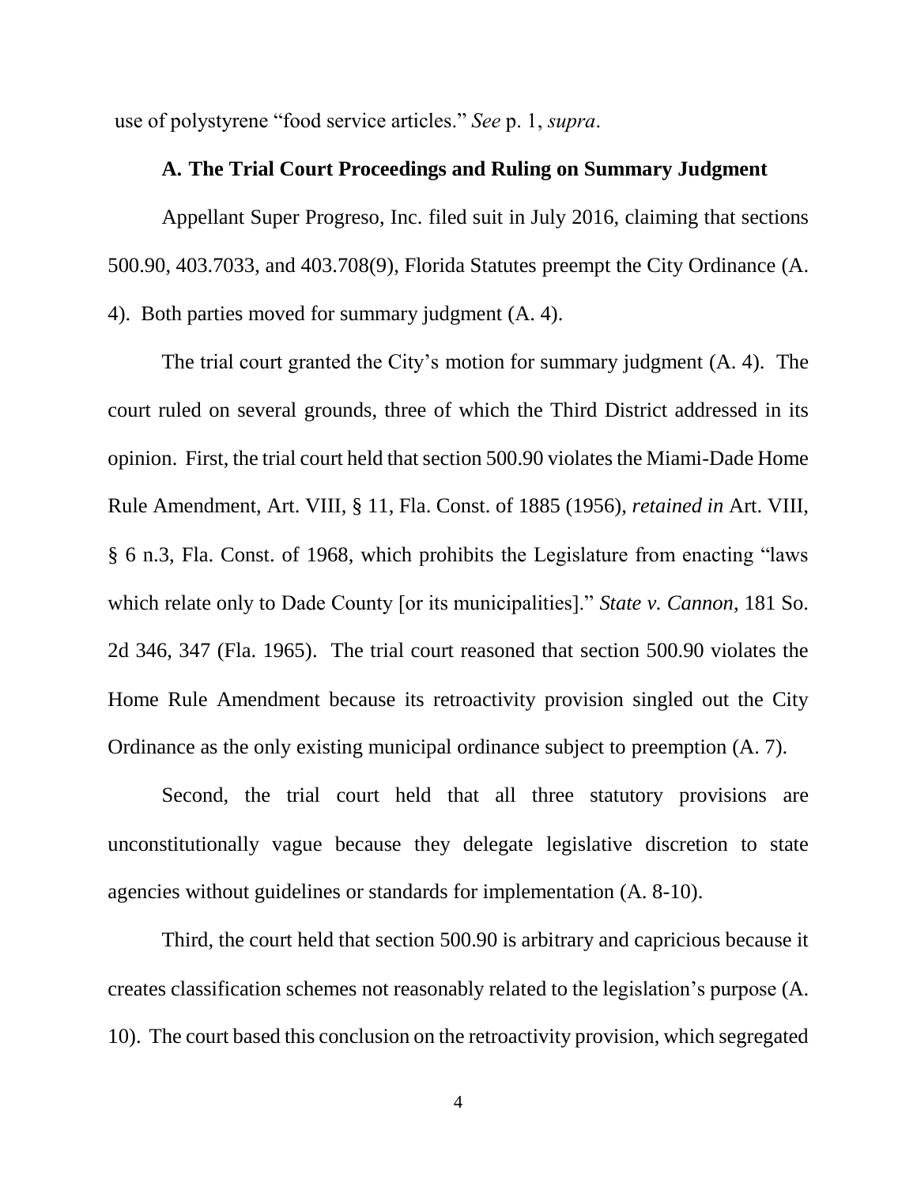use of polystyrene "food service articles." *See* p. 1, *supra*.

### A. The Trial Court Proceedings and Ruling on Summary Judgment

Appellant Super Progreso, Inc. filed suit in July 2016, claiming that sections 500.90, 403.7033, and 403.708(9), Florida Statutes preempt the City Ordinance (A. 4). Both parties moved for summary judgment (A. 4).

The trial court granted the City's motion for summary judgment (A. 4). The court ruled on several grounds, three of which the Third District addressed in its opinion. First, the trial court held that section 500.90 violates the Miami-Dade Home Rule Amendment, Art. VIII, § 11, Fla. Const. of 1885 (1956), *retained in* Art. VIII, § 6 n.3, Fla. Const. of 1968, which prohibits the Legislature from enacting "laws which relate only to Dade County [or its municipalities]." *State v. Cannon*, 181 So. 2d 346, 347 (Fla. 1965). The trial court reasoned that section 500.90 violates the Home Rule Amendment because its retroactivity provision singled out the City Ordinance as the only existing municipal ordinance subject to preemption (A. 7).

Second, the trial court held that all three statutory provisions are unconstitutionally vague because they delegate legislative discretion to state agencies without guidelines or standards for implementation (A. 8-10).

Third, the court held that section 500.90 is arbitrary and capricious because it creates classification schemes not reasonably related to the legislation's purpose (A. 10). The court based this conclusion on the retroactivity provision, which segregated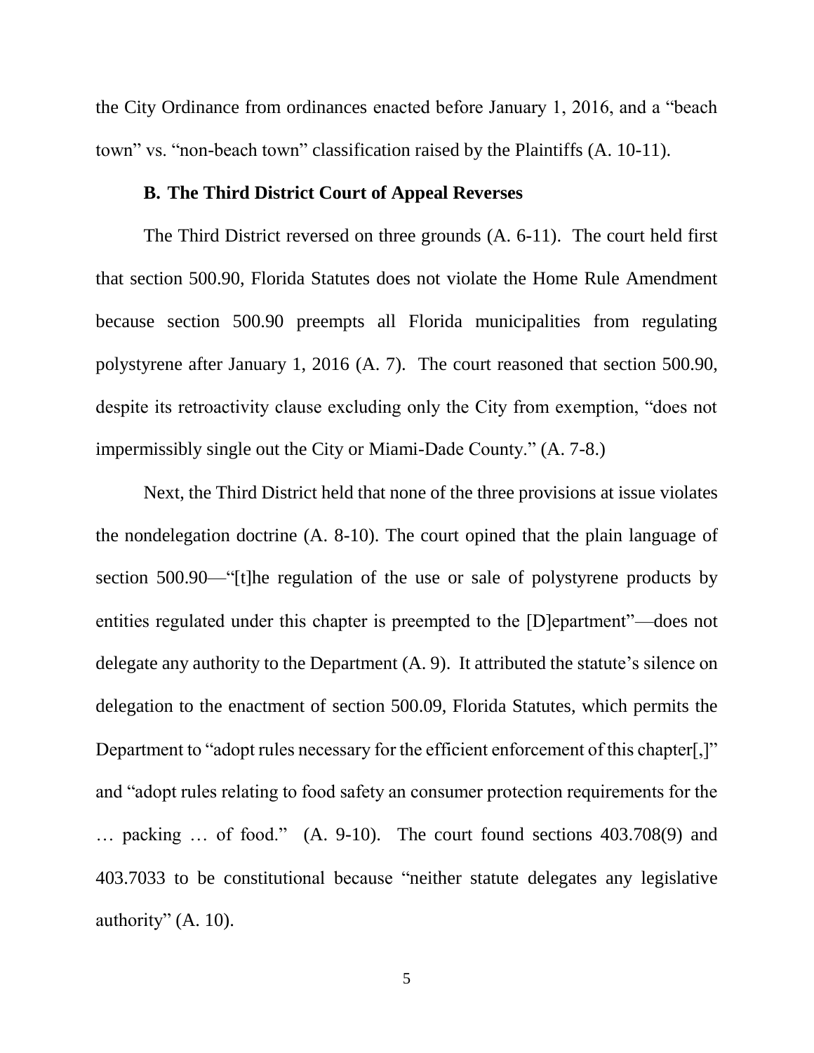the City Ordinance from ordinances enacted before January 1, 2016, and a "beach town" vs. "non-beach town" classification raised by the Plaintiffs (A. 10-11).

### B. The Third District Court of Appeal Reverses

The Third District reversed on three grounds (A. 6-11). The court held first that section 500.90, Florida Statutes does not violate the Home Rule Amendment because section 500.90 preempts all Florida municipalities from regulating polystyrene after January 1, 2016 (A. 7). The court reasoned that section 500.90, despite its retroactivity clause excluding only the City from exemption, "does not impermissibly single out the City or Miami-Dade County." (A. 7-8.)

Next, the Third District held that none of the three provisions at issue violates the nondelegation doctrine (A. 8-10). The court opined that the plain language of section 500.90—"[t]he regulation of the use or sale of polystyrene products by entities regulated under this chapter is preempted to the [D]epartment"—does not delegate any authority to the Department (A. 9). It attributed the statute's silence on delegation to the enactment of section 500.09, Florida Statutes, which permits the Department to "adopt rules necessary for the efficient enforcement of this chapter[,]" and "adopt rules relating to food safety an consumer protection requirements for the … packing … of food." (A. 9-10). The court found sections 403.708(9) and 403.7033 to be constitutional because "neither statute delegates any legislative authority" (A. 10).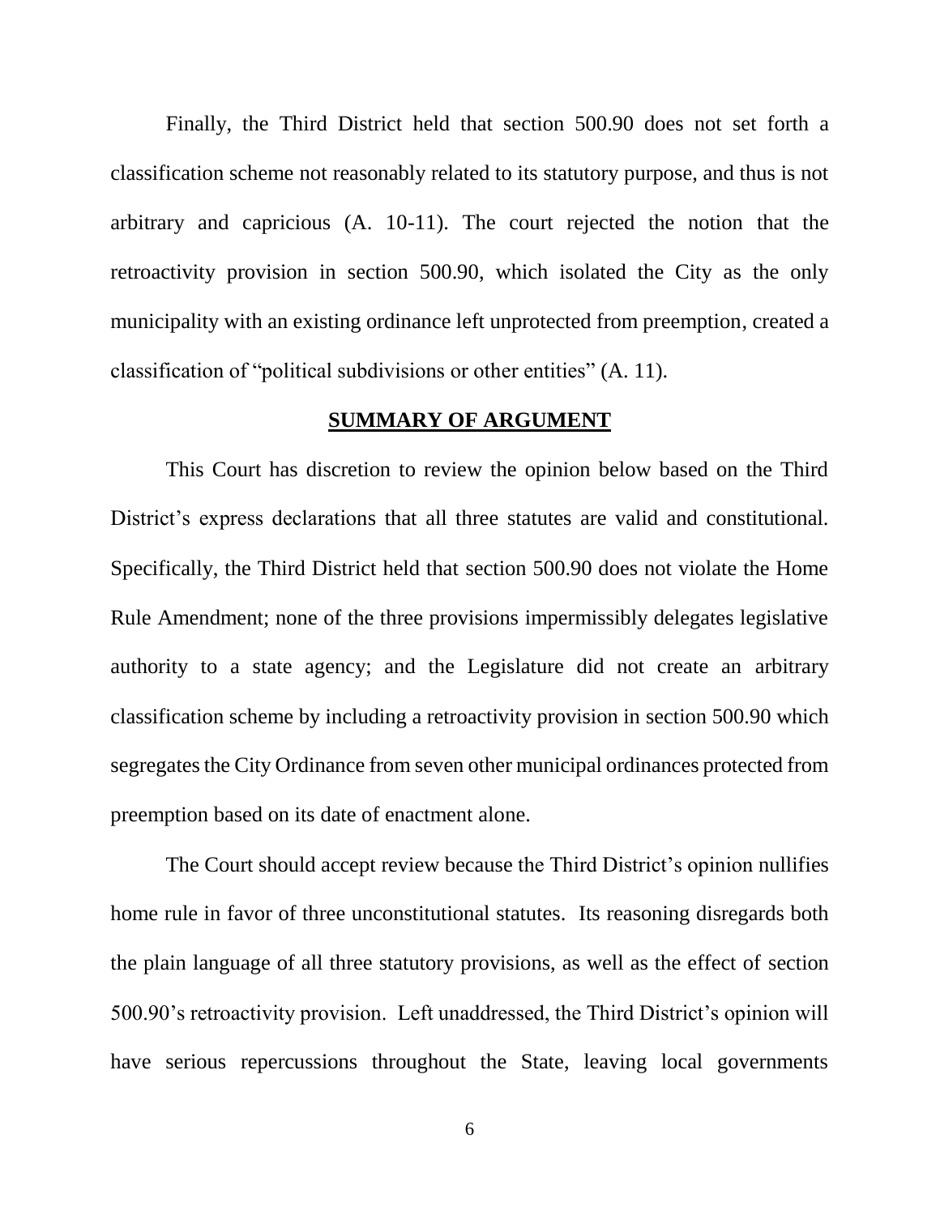Finally, the Third District held that section 500.90 does not set forth a classification scheme not reasonably related to its statutory purpose, and thus is not arbitrary and capricious (A. 10-11). The court rejected the notion that the retroactivity provision in section 500.90, which isolated the City as the only municipality with an existing ordinance left unprotected from preemption, created a classification of "political subdivisions or other entities" (A. 11).

## SUMMARY OF ARGUMENT

This Court has discretion to review the opinion below based on the Third District's express declarations that all three statutes are valid and constitutional. Specifically, the Third District held that section 500.90 does not violate the Home Rule Amendment; none of the three provisions impermissibly delegates legislative authority to a state agency; and the Legislature did not create an arbitrary classification scheme by including a retroactivity provision in section 500.90 which segregates the City Ordinance from seven other municipal ordinances protected from preemption based on its date of enactment alone.

The Court should accept review because the Third District's opinion nullifies home rule in favor of three unconstitutional statutes. Its reasoning disregards both the plain language of all three statutory provisions, as well as the effect of section 500.90's retroactivity provision. Left unaddressed, the Third District's opinion will have serious repercussions throughout the State, leaving local governments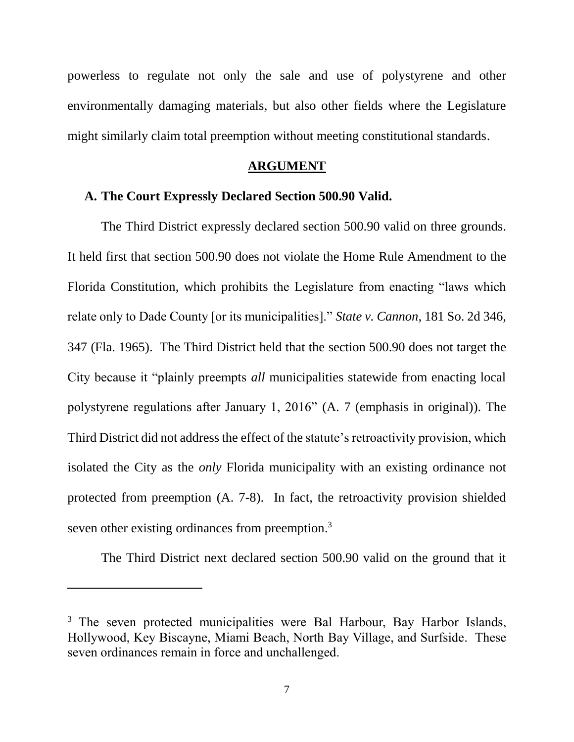powerless to regulate not only the sale and use of polystyrene and other environmentally damaging materials, but also other fields where the Legislature might similarly claim total preemption without meeting constitutional standards.

## ARGUMENT

### A. The Court Expressly Declared Section 500.90 Valid.

The Third District expressly declared section 500.90 valid on three grounds. It held first that section 500.90 does not violate the Home Rule Amendment to the Florida Constitution, which prohibits the Legislature from enacting "laws which relate only to Dade County [or its municipalities]." *State v. Cannon*, 181 So. 2d 346, 347 (Fla. 1965). The Third District held that the section 500.90 does not target the City because it "plainly preempts *all* municipalities statewide from enacting local polystyrene regulations after January 1, 2016" (A. 7 (emphasis in original)). The Third District did not address the effect of the statute's retroactivity provision, which isolated the City as the *only* Florida municipality with an existing ordinance not protected from preemption (A. 7-8). In fact, the retroactivity provision shielded seven other existing ordinances from preemption.[3]

The Third District next declared section 500.90 valid on the ground that it

---

[3] The seven protected municipalities were Bal Harbour, Bay Harbor Islands, Hollywood, Key Biscayne, Miami Beach, North Bay Village, and Surfside. These seven ordinances remain in force and unchallenged.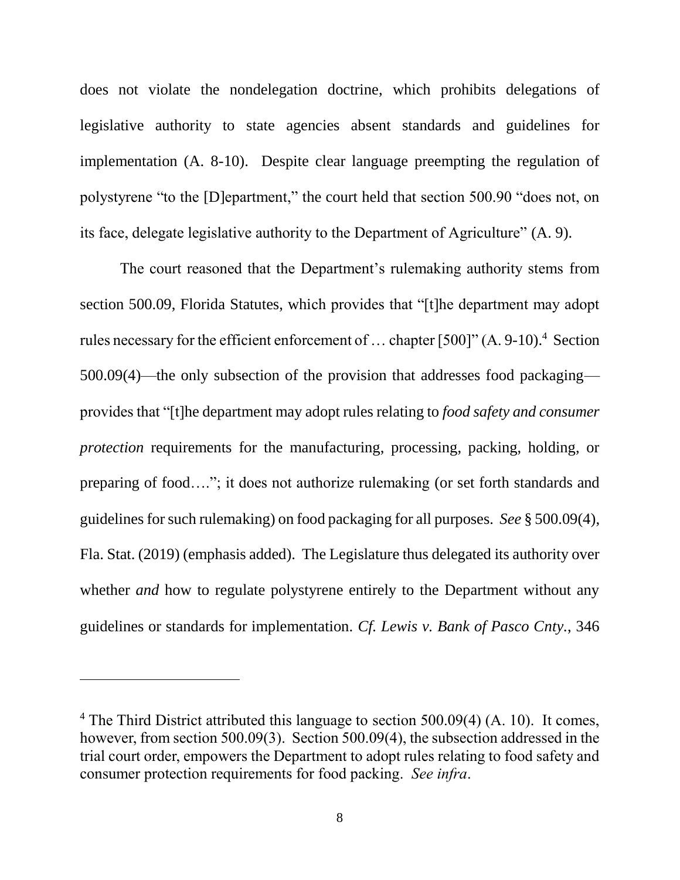does not violate the nondelegation doctrine, which prohibits delegations of legislative authority to state agencies absent standards and guidelines for implementation (A. 8-10). Despite clear language preempting the regulation of polystyrene "to the [D]epartment," the court held that section 500.90 "does not, on its face, delegate legislative authority to the Department of Agriculture" (A. 9).

The court reasoned that the Department's rulemaking authority stems from section 500.09, Florida Statutes, which provides that "[t]he department may adopt rules necessary for the efficient enforcement of … chapter [500]" (A. 9-10).[4] Section 500.09(4)—the only subsection of the provision that addresses food packaging—provides that "[t]he department may adopt rules relating to *food safety and consumer protection* requirements for the manufacturing, processing, packing, holding, or preparing of food…."; it does not authorize rulemaking (or set forth standards and guidelines for such rulemaking) on food packaging for all purposes. *See* § 500.09(4), Fla. Stat. (2019) (emphasis added). The Legislature thus delegated its authority over whether *and* how to regulate polystyrene entirely to the Department without any guidelines or standards for implementation. *Cf. Lewis v. Bank of Pasco Cnty.*, 346

---

[4] The Third District attributed this language to section 500.09(4) (A. 10). It comes, however, from section 500.09(3). Section 500.09(4), the subsection addressed in the trial court order, empowers the Department to adopt rules relating to food safety and consumer protection requirements for food packing. *See infra*.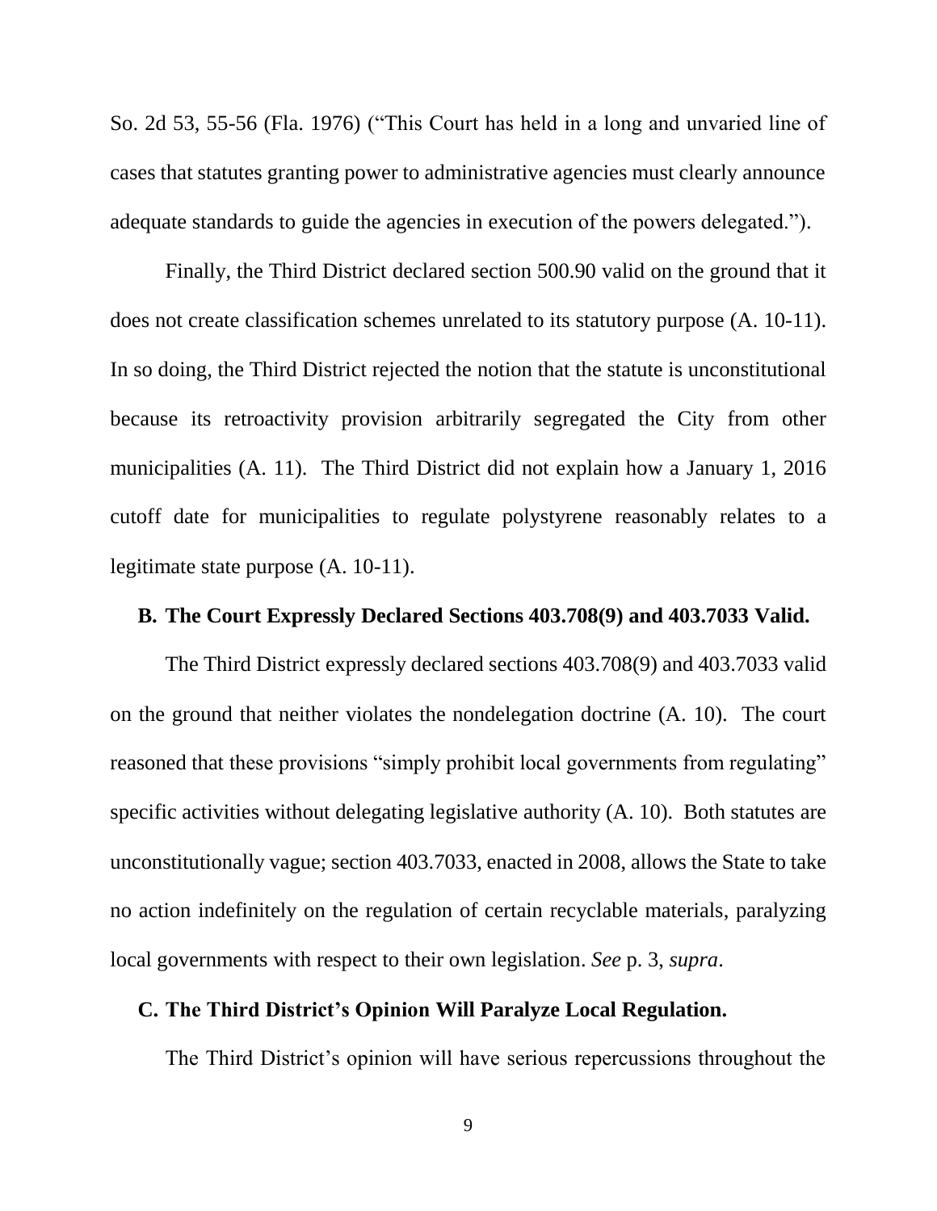So. 2d 53, 55-56 (Fla. 1976) ("This Court has held in a long and unvaried line of cases that statutes granting power to administrative agencies must clearly announce adequate standards to guide the agencies in execution of the powers delegated.").

Finally, the Third District declared section 500.90 valid on the ground that it does not create classification schemes unrelated to its statutory purpose (A. 10-11). In so doing, the Third District rejected the notion that the statute is unconstitutional because its retroactivity provision arbitrarily segregated the City from other municipalities (A. 11). The Third District did not explain how a January 1, 2016 cutoff date for municipalities to regulate polystyrene reasonably relates to a legitimate state purpose (A. 10-11).

### B. The Court Expressly Declared Sections 403.708(9) and 403.7033 Valid.

The Third District expressly declared sections 403.708(9) and 403.7033 valid on the ground that neither violates the nondelegation doctrine (A. 10). The court reasoned that these provisions "simply prohibit local governments from regulating" specific activities without delegating legislative authority (A. 10). Both statutes are unconstitutionally vague; section 403.7033, enacted in 2008, allows the State to take no action indefinitely on the regulation of certain recyclable materials, paralyzing local governments with respect to their own legislation. *See* p. 3, *supra*.

### C. The Third District's Opinion Will Paralyze Local Regulation.

The Third District's opinion will have serious repercussions throughout the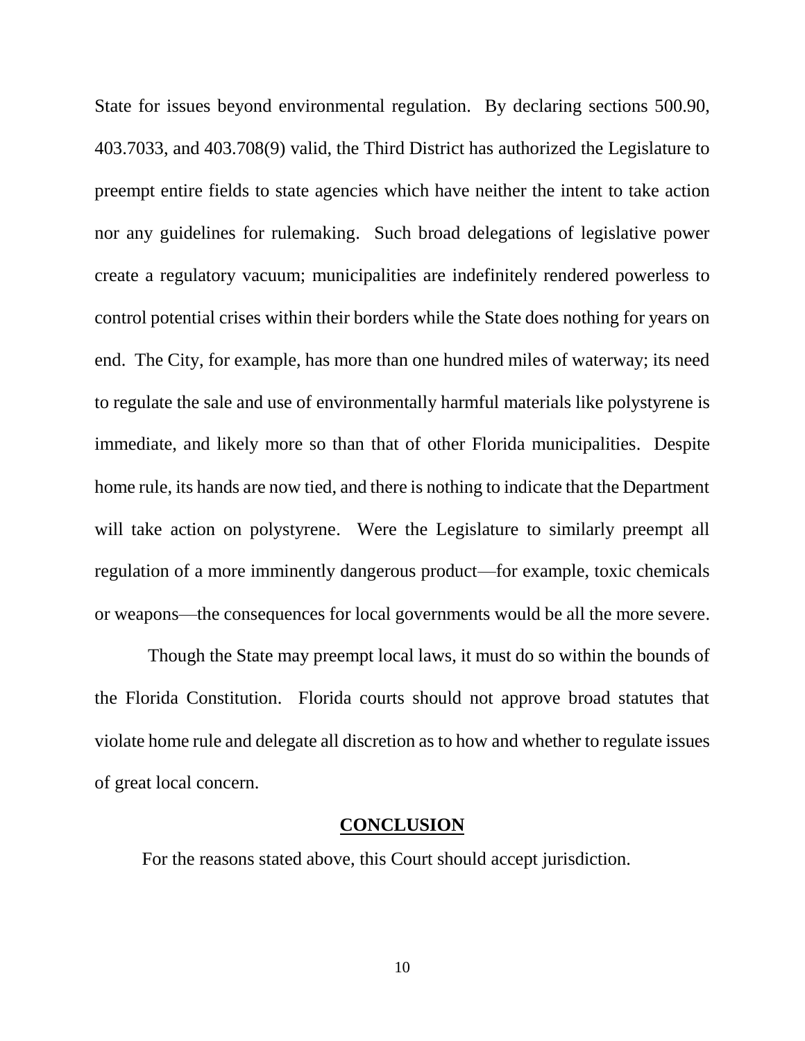State for issues beyond environmental regulation. By declaring sections 500.90, 403.7033, and 403.708(9) valid, the Third District has authorized the Legislature to preempt entire fields to state agencies which have neither the intent to take action nor any guidelines for rulemaking. Such broad delegations of legislative power create a regulatory vacuum; municipalities are indefinitely rendered powerless to control potential crises within their borders while the State does nothing for years on end. The City, for example, has more than one hundred miles of waterway; its need to regulate the sale and use of environmentally harmful materials like polystyrene is immediate, and likely more so than that of other Florida municipalities. Despite home rule, its hands are now tied, and there is nothing to indicate that the Department will take action on polystyrene. Were the Legislature to similarly preempt all regulation of a more imminently dangerous product—for example, toxic chemicals or weapons—the consequences for local governments would be all the more severe.

Though the State may preempt local laws, it must do so within the bounds of the Florida Constitution. Florida courts should not approve broad statutes that violate home rule and delegate all discretion as to how and whether to regulate issues of great local concern.

## CONCLUSION

For the reasons stated above, this Court should accept jurisdiction.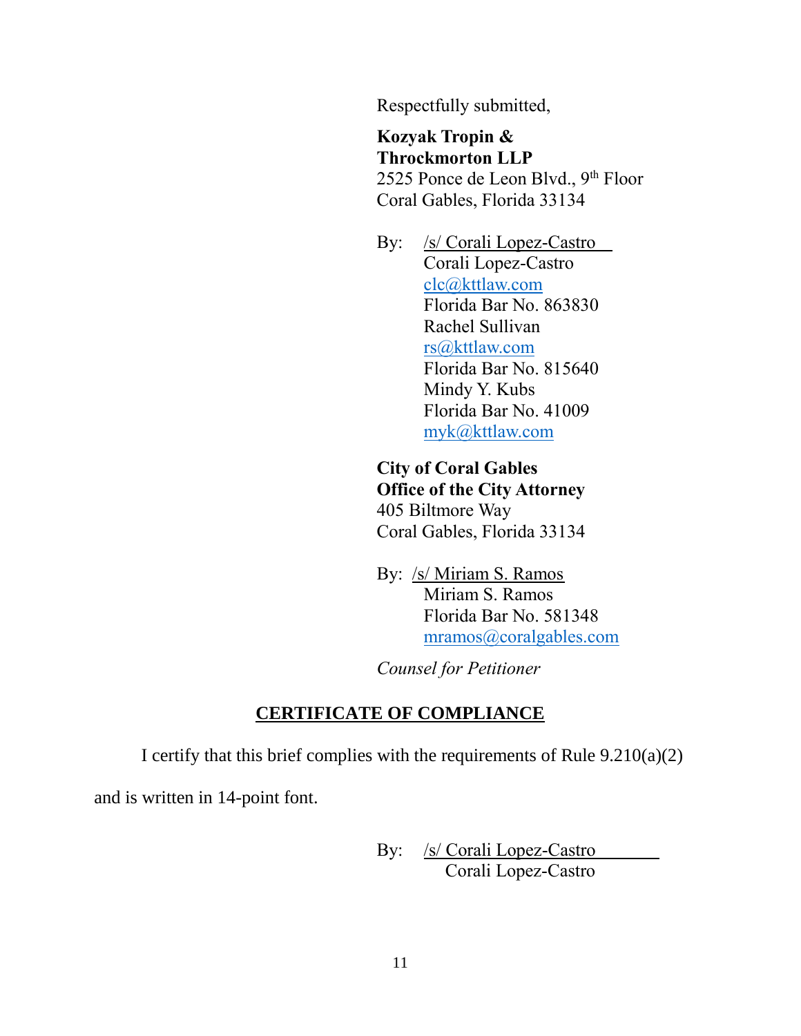Respectfully submitted,

**Kozyak Tropin & Throckmorton LLP**
2525 Ponce de Leon Blvd., 9th Floor
Coral Gables, Florida 33134

By: /s/ Corali Lopez-Castro
Corali Lopez-Castro
clc@kttlaw.com
Florida Bar No. 863830
Rachel Sullivan
rs@kttlaw.com
Florida Bar No. 815640
Mindy Y. Kubs
Florida Bar No. 41009
myk@kttlaw.com

**City of Coral Gables**
**Office of the City Attorney**
405 Biltmore Way
Coral Gables, Florida 33134

By: /s/ Miriam S. Ramos
Miriam S. Ramos
Florida Bar No. 581348
mramos@coralgables.com

*Counsel for Petitioner*

## CERTIFICATE OF COMPLIANCE

I certify that this brief complies with the requirements of Rule 9.210(a)(2) and is written in 14-point font.

By: /s/ Corali Lopez-Castro
Corali Lopez-Castro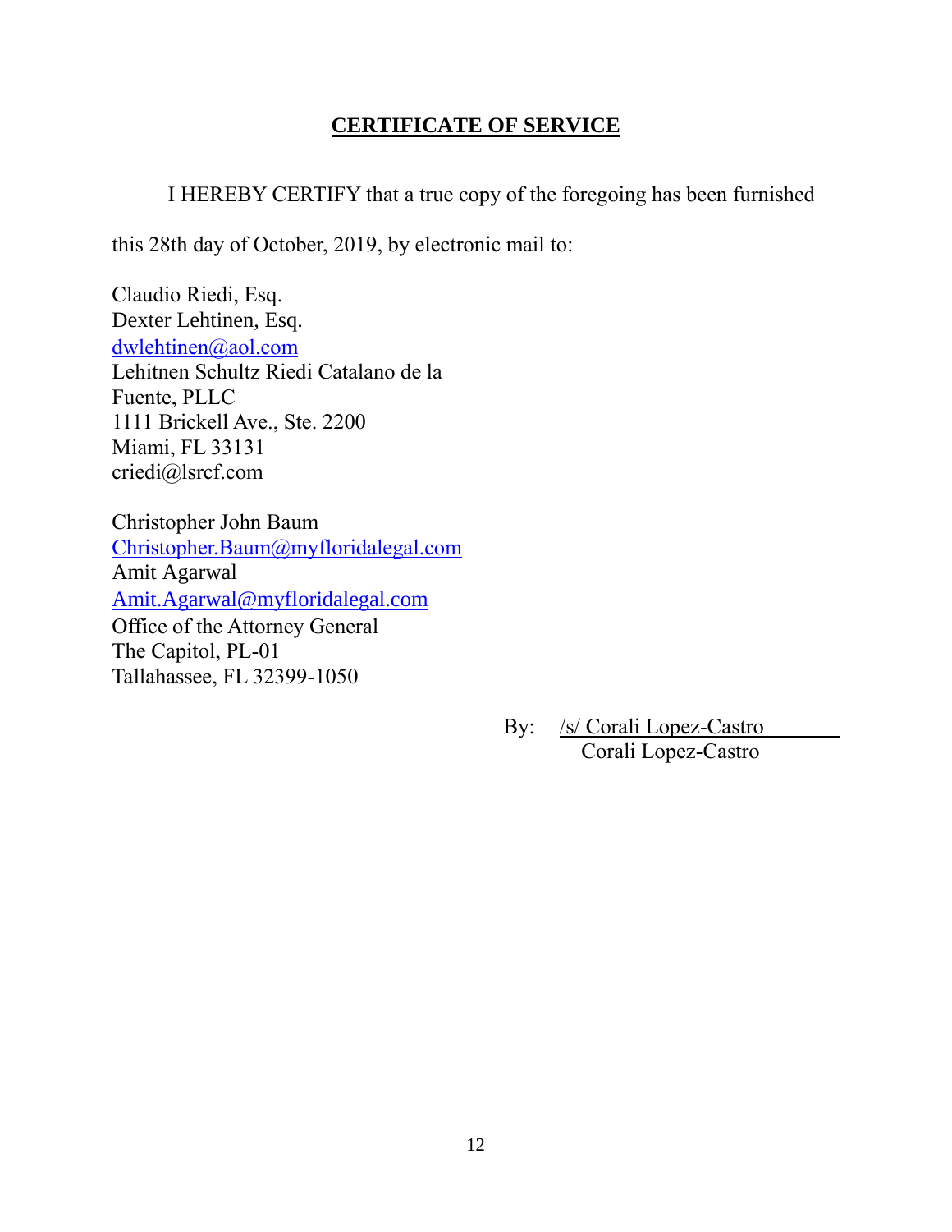## CERTIFICATE OF SERVICE

I HEREBY CERTIFY that a true copy of the foregoing has been furnished this 28th day of October, 2019, by electronic mail to:

Claudio Riedi, Esq.
Dexter Lehtinen, Esq.
dwlehtinen@aol.com
Lehitnen Schultz Riedi Catalano de la Fuente, PLLC
1111 Brickell Ave., Ste. 2200
Miami, FL 33131
criedi@lsrcf.com

Christopher John Baum
Christopher.Baum@myfloridalegal.com
Amit Agarwal
Amit.Agarwal@myfloridalegal.com
Office of the Attorney General
The Capitol, PL-01
Tallahassee, FL 32399-1050

By: /s/ Corali Lopez-Castro
Corali Lopez-Castro